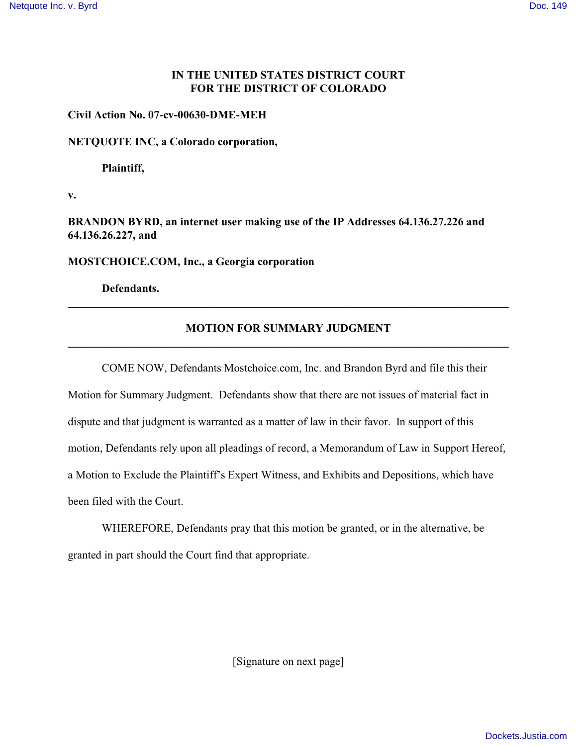**IN THE UNITED STATES DISTRICT COURT**
**FOR THE DISTRICT OF COLORADO**

**Civil Action No. 07-cv-00630-DME-MEH**

**NETQUOTE INC, a Colorado corporation,**

**Plaintiff,**

**v.**

**BRANDON BYRD, an internet user making use of the IP Addresses 64.136.27.226 and 64.136.26.227, and**

**MOSTCHOICE.COM, Inc., a Georgia corporation**

**Defendants.**

---

## MOTION FOR SUMMARY JUDGMENT

---

COME NOW, Defendants Mostchoice.com, Inc. and Brandon Byrd and file this their Motion for Summary Judgment. Defendants show that there are not issues of material fact in dispute and that judgment is warranted as a matter of law in their favor. In support of this motion, Defendants rely upon all pleadings of record, a Memorandum of Law in Support Hereof, a Motion to Exclude the Plaintiff's Expert Witness, and Exhibits and Depositions, which have been filed with the Court.

WHEREFORE, Defendants pray that this motion be granted, or in the alternative, be granted in part should the Court find that appropriate.

[Signature on next page]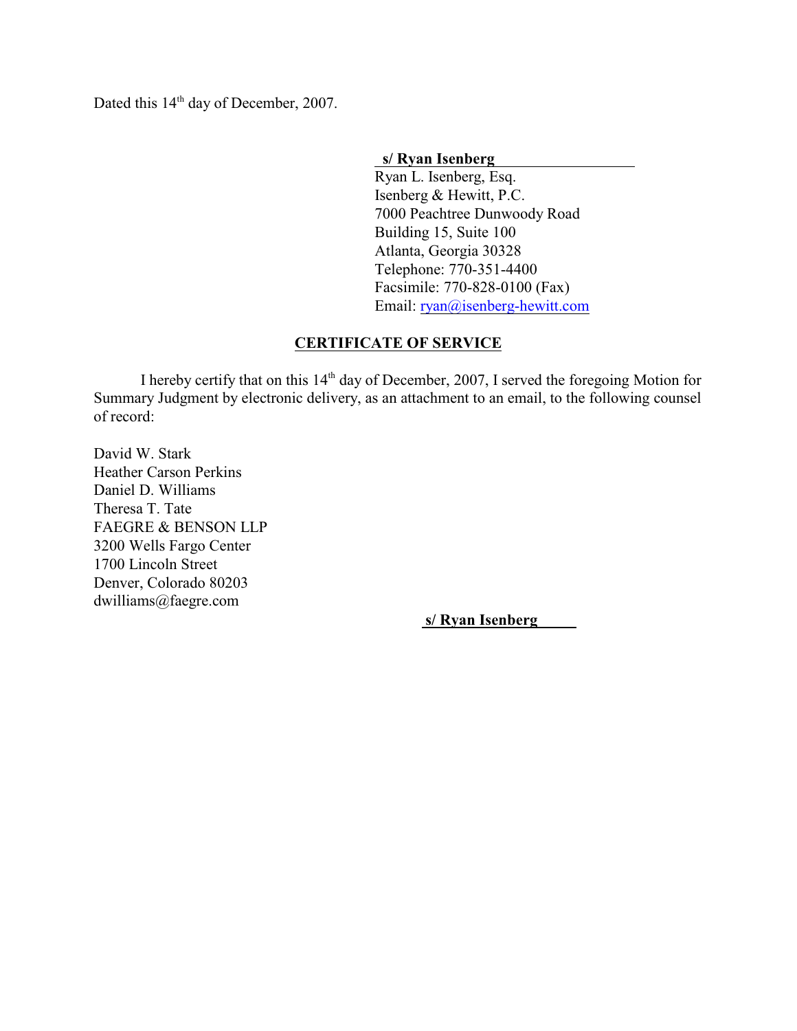Dated this 14th day of December, 2007.

**s/ Ryan Isenberg**
Ryan L. Isenberg, Esq.
Isenberg & Hewitt, P.C.
7000 Peachtree Dunwoody Road
Building 15, Suite 100
Atlanta, Georgia 30328
Telephone: 770-351-4400
Facsimile: 770-828-0100 (Fax)
Email: ryan@isenberg-hewitt.com

## CERTIFICATE OF SERVICE

I hereby certify that on this 14th day of December, 2007, I served the foregoing Motion for Summary Judgment by electronic delivery, as an attachment to an email, to the following counsel of record:

David W. Stark
Heather Carson Perkins
Daniel D. Williams
Theresa T. Tate
FAEGRE & BENSON LLP
3200 Wells Fargo Center
1700 Lincoln Street
Denver, Colorado 80203
dwilliams@faegre.com

**s/ Ryan Isenberg**